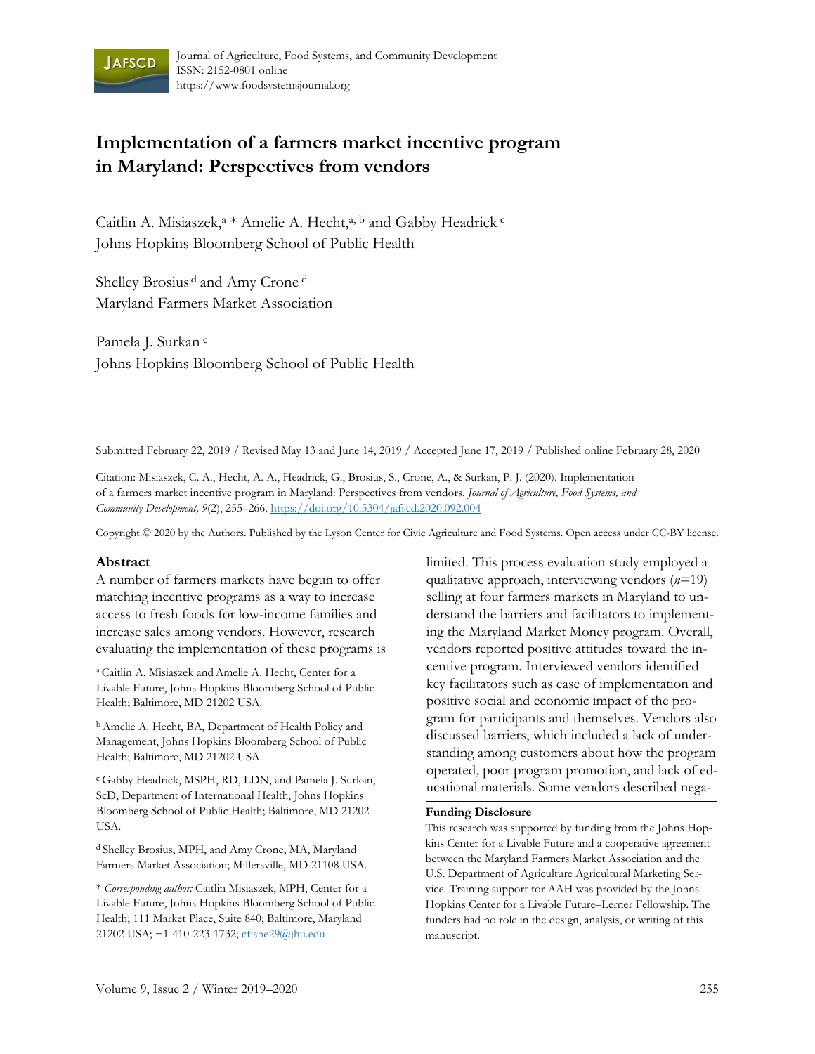Journal of Agriculture, Food Systems, and Community Development
ISSN: 2152-0801 online
https://www.foodsystemsjournal.org

# Implementation of a farmers market incentive program in Maryland: Perspectives from vendors

Caitlin A. Misiaszek,[a] * Amelie A. Hecht,[a, b] and Gabby Headrick [c]
Johns Hopkins Bloomberg School of Public Health

Shelley Brosius [d] and Amy Crone [d]
Maryland Farmers Market Association

Pamela J. Surkan [c]
Johns Hopkins Bloomberg School of Public Health

Submitted February 22, 2019 / Revised May 13 and June 14, 2019 / Accepted June 17, 2019 / Published online February 28, 2020

Citation: Misiaszek, C. A., Hecht, A. A., Headrick, G., Brosius, S., Crone, A., & Surkan, P. J. (2020). Implementation of a farmers market incentive program in Maryland: Perspectives from vendors. *Journal of Agriculture, Food Systems, and Community Development, 9*(2), 255–266. https://doi.org/10.5304/jafscd.2020.092.004

Copyright © 2020 by the Authors. Published by the Lyson Center for Civic Agriculture and Food Systems. Open access under CC-BY license.

## Abstract

A number of farmers markets have begun to offer matching incentive programs as a way to increase access to fresh foods for low-income families and increase sales among vendors. However, research evaluating the implementation of these programs is limited. This process evaluation study employed a qualitative approach, interviewing vendors (*n*=19) selling at four farmers markets in Maryland to understand the barriers and facilitators to implementing the Maryland Market Money program. Overall, vendors reported positive attitudes toward the incentive program. Interviewed vendors identified key facilitators such as ease of implementation and positive social and economic impact of the program for participants and themselves. Vendors also discussed barriers, which included a lack of understanding among customers about how the program operated, poor program promotion, and lack of educational materials. Some vendors described nega-

[a] Caitlin A. Misiaszek and Amelie A. Hecht, Center for a Livable Future, Johns Hopkins Bloomberg School of Public Health; Baltimore, MD 21202 USA.

[b] Amelie A. Hecht, BA, Department of Health Policy and Management, Johns Hopkins Bloomberg School of Public Health; Baltimore, MD 21202 USA.

[c] Gabby Headrick, MSPH, RD, LDN, and Pamela J. Surkan, ScD, Department of International Health, Johns Hopkins Bloomberg School of Public Health; Baltimore, MD 21202 USA.

[d] Shelley Brosius, MPH, and Amy Crone, MA, Maryland Farmers Market Association; Millersville, MD 21108 USA.

\* *Corresponding author:* Caitlin Misiaszek, MPH, Center for a Livable Future, Johns Hopkins Bloomberg School of Public Health; 111 Market Place, Suite 840; Baltimore, Maryland 21202 USA; +1-410-223-1732; cfishe29@jhu.edu

**Funding Disclosure**

This research was supported by funding from the Johns Hopkins Center for a Livable Future and a cooperative agreement between the Maryland Farmers Market Association and the U.S. Department of Agriculture Agricultural Marketing Service. Training support for AAH was provided by the Johns Hopkins Center for a Livable Future–Lerner Fellowship. The funders had no role in the design, analysis, or writing of this manuscript.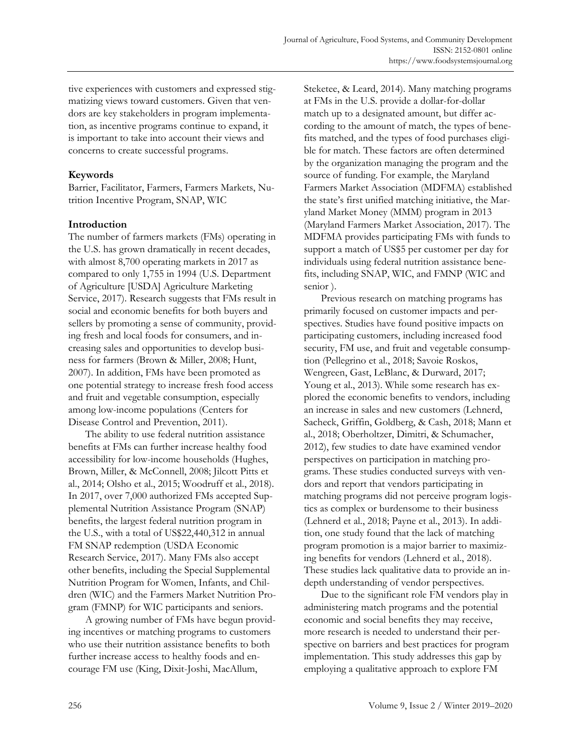tive experiences with customers and expressed stigmatizing views toward customers. Given that vendors are key stakeholders in program implementation, as incentive programs continue to expand, it is important to take into account their views and concerns to create successful programs.

### Keywords

Barrier, Facilitator, Farmers, Farmers Markets, Nutrition Incentive Program, SNAP, WIC

## Introduction

The number of farmers markets (FMs) operating in the U.S. has grown dramatically in recent decades, with almost 8,700 operating markets in 2017 as compared to only 1,755 in 1994 (U.S. Department of Agriculture [USDA] Agriculture Marketing Service, 2017). Research suggests that FMs result in social and economic benefits for both buyers and sellers by promoting a sense of community, providing fresh and local foods for consumers, and increasing sales and opportunities to develop business for farmers (Brown & Miller, 2008; Hunt, 2007). In addition, FMs have been promoted as one potential strategy to increase fresh food access and fruit and vegetable consumption, especially among low-income populations (Centers for Disease Control and Prevention, 2011).

The ability to use federal nutrition assistance benefits at FMs can further increase healthy food accessibility for low-income households (Hughes, Brown, Miller, & McConnell, 2008; Jilcott Pitts et al., 2014; Olsho et al., 2015; Woodruff et al., 2018). In 2017, over 7,000 authorized FMs accepted Supplemental Nutrition Assistance Program (SNAP) benefits, the largest federal nutrition program in the U.S., with a total of US$22,440,312 in annual FM SNAP redemption (USDA Economic Research Service, 2017). Many FMs also accept other benefits, including the Special Supplemental Nutrition Program for Women, Infants, and Children (WIC) and the Farmers Market Nutrition Program (FMNP) for WIC participants and seniors.

A growing number of FMs have begun providing incentives or matching programs to customers who use their nutrition assistance benefits to both further increase access to healthy foods and encourage FM use (King, Dixit-Joshi, MacAllum, Steketee, & Leard, 2014). Many matching programs at FMs in the U.S. provide a dollar-for-dollar match up to a designated amount, but differ according to the amount of match, the types of benefits matched, and the types of food purchases eligible for match. These factors are often determined by the organization managing the program and the source of funding. For example, the Maryland Farmers Market Association (MDFMA) established the state's first unified matching initiative, the Maryland Market Money (MMM) program in 2013 (Maryland Farmers Market Association, 2017). The MDFMA provides participating FMs with funds to support a match of US$5 per customer per day for individuals using federal nutrition assistance benefits, including SNAP, WIC, and FMNP (WIC and senior ).

Previous research on matching programs has primarily focused on customer impacts and perspectives. Studies have found positive impacts on participating customers, including increased food security, FM use, and fruit and vegetable consumption (Pellegrino et al., 2018; Savoie Roskos, Wengreen, Gast, LeBlanc, & Durward, 2017; Young et al., 2013). While some research has explored the economic benefits to vendors, including an increase in sales and new customers (Lehnerd, Sacheck, Griffin, Goldberg, & Cash, 2018; Mann et al., 2018; Oberholtzer, Dimitri, & Schumacher, 2012), few studies to date have examined vendor perspectives on participation in matching programs. These studies conducted surveys with vendors and report that vendors participating in matching programs did not perceive program logistics as complex or burdensome to their business (Lehnerd et al., 2018; Payne et al., 2013). In addition, one study found that the lack of matching program promotion is a major barrier to maximizing benefits for vendors (Lehnerd et al., 2018). These studies lack qualitative data to provide an in-depth understanding of vendor perspectives.

Due to the significant role FM vendors play in administering match programs and the potential economic and social benefits they may receive, more research is needed to understand their perspective on barriers and best practices for program implementation. This study addresses this gap by employing a qualitative approach to explore FM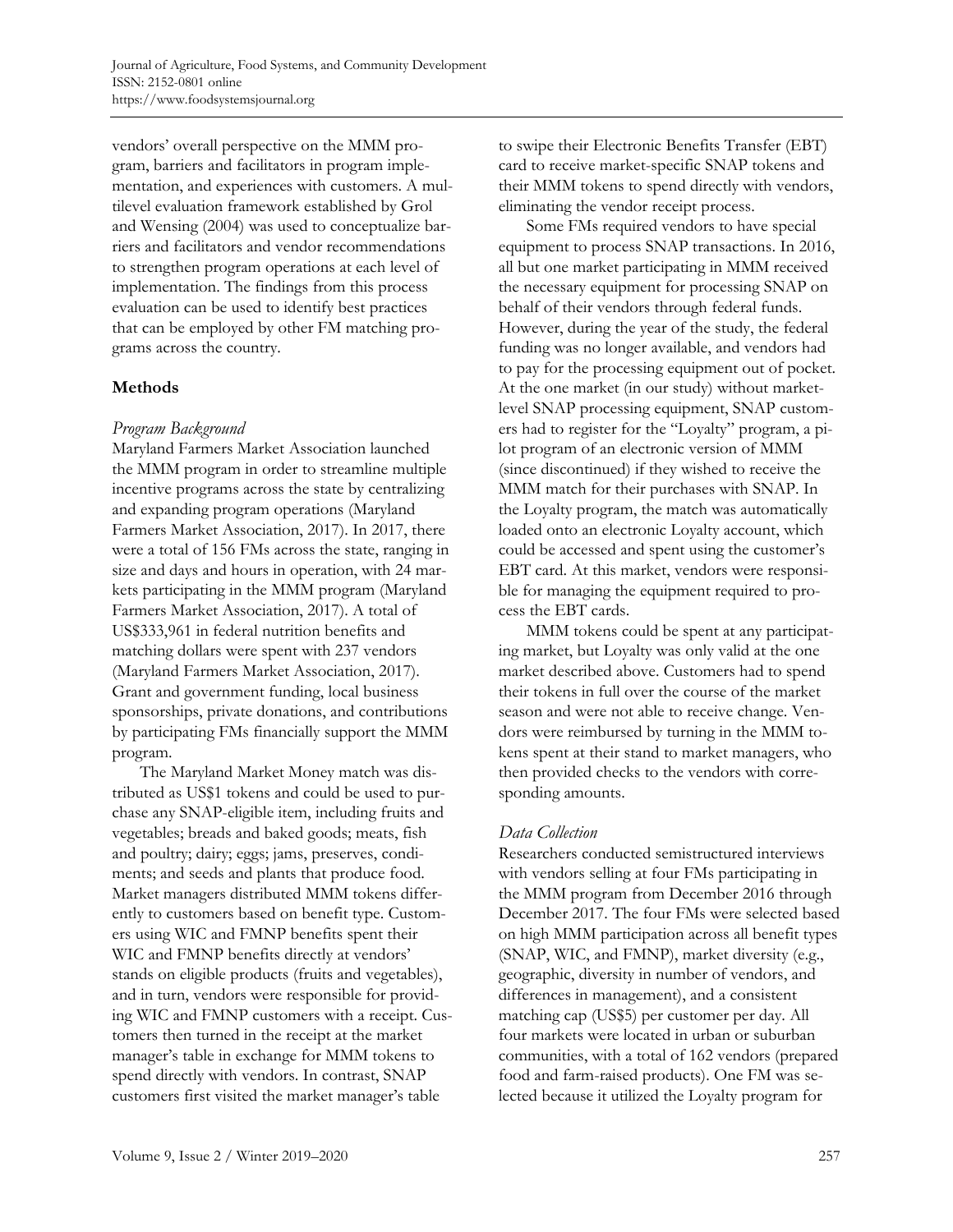vendors' overall perspective on the MMM program, barriers and facilitators in program implementation, and experiences with customers. A multilevel evaluation framework established by Grol and Wensing (2004) was used to conceptualize barriers and facilitators and vendor recommendations to strengthen program operations at each level of implementation. The findings from this process evaluation can be used to identify best practices that can be employed by other FM matching programs across the country.

## Methods

### *Program Background*

Maryland Farmers Market Association launched the MMM program in order to streamline multiple incentive programs across the state by centralizing and expanding program operations (Maryland Farmers Market Association, 2017). In 2017, there were a total of 156 FMs across the state, ranging in size and days and hours in operation, with 24 markets participating in the MMM program (Maryland Farmers Market Association, 2017). A total of US$333,961 in federal nutrition benefits and matching dollars were spent with 237 vendors (Maryland Farmers Market Association, 2017). Grant and government funding, local business sponsorships, private donations, and contributions by participating FMs financially support the MMM program.

The Maryland Market Money match was distributed as US$1 tokens and could be used to purchase any SNAP-eligible item, including fruits and vegetables; breads and baked goods; meats, fish and poultry; dairy; eggs; jams, preserves, condiments; and seeds and plants that produce food. Market managers distributed MMM tokens differently to customers based on benefit type. Customers using WIC and FMNP benefits spent their WIC and FMNP benefits directly at vendors' stands on eligible products (fruits and vegetables), and in turn, vendors were responsible for providing WIC and FMNP customers with a receipt. Customers then turned in the receipt at the market manager's table in exchange for MMM tokens to spend directly with vendors. In contrast, SNAP customers first visited the market manager's table to swipe their Electronic Benefits Transfer (EBT) card to receive market-specific SNAP tokens and their MMM tokens to spend directly with vendors, eliminating the vendor receipt process.

Some FMs required vendors to have special equipment to process SNAP transactions. In 2016, all but one market participating in MMM received the necessary equipment for processing SNAP on behalf of their vendors through federal funds. However, during the year of the study, the federal funding was no longer available, and vendors had to pay for the processing equipment out of pocket. At the one market (in our study) without market-level SNAP processing equipment, SNAP customers had to register for the "Loyalty" program, a pilot program of an electronic version of MMM (since discontinued) if they wished to receive the MMM match for their purchases with SNAP. In the Loyalty program, the match was automatically loaded onto an electronic Loyalty account, which could be accessed and spent using the customer's EBT card. At this market, vendors were responsible for managing the equipment required to process the EBT cards.

MMM tokens could be spent at any participating market, but Loyalty was only valid at the one market described above. Customers had to spend their tokens in full over the course of the market season and were not able to receive change. Vendors were reimbursed by turning in the MMM tokens spent at their stand to market managers, who then provided checks to the vendors with corresponding amounts.

### *Data Collection*

Researchers conducted semistructured interviews with vendors selling at four FMs participating in the MMM program from December 2016 through December 2017. The four FMs were selected based on high MMM participation across all benefit types (SNAP, WIC, and FMNP), market diversity (e.g., geographic, diversity in number of vendors, and differences in management), and a consistent matching cap (US$5) per customer per day. All four markets were located in urban or suburban communities, with a total of 162 vendors (prepared food and farm-raised products). One FM was selected because it utilized the Loyalty program for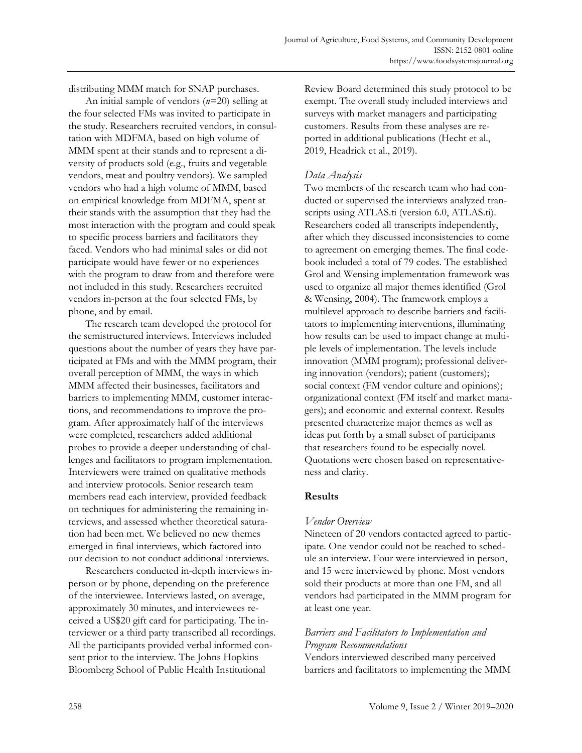distributing MMM match for SNAP purchases.

An initial sample of vendors (*n*=20) selling at the four selected FMs was invited to participate in the study. Researchers recruited vendors, in consultation with MDFMA, based on high volume of MMM spent at their stands and to represent a diversity of products sold (e.g., fruits and vegetable vendors, meat and poultry vendors). We sampled vendors who had a high volume of MMM, based on empirical knowledge from MDFMA, spent at their stands with the assumption that they had the most interaction with the program and could speak to specific process barriers and facilitators they faced. Vendors who had minimal sales or did not participate would have fewer or no experiences with the program to draw from and therefore were not included in this study. Researchers recruited vendors in-person at the four selected FMs, by phone, and by email.

The research team developed the protocol for the semistructured interviews. Interviews included questions about the number of years they have participated at FMs and with the MMM program, their overall perception of MMM, the ways in which MMM affected their businesses, facilitators and barriers to implementing MMM, customer interactions, and recommendations to improve the program. After approximately half of the interviews were completed, researchers added additional probes to provide a deeper understanding of challenges and facilitators to program implementation. Interviewers were trained on qualitative methods and interview protocols. Senior research team members read each interview, provided feedback on techniques for administering the remaining interviews, and assessed whether theoretical saturation had been met. We believed no new themes emerged in final interviews, which factored into our decision to not conduct additional interviews.

Researchers conducted in-depth interviews in-person or by phone, depending on the preference of the interviewee. Interviews lasted, on average, approximately 30 minutes, and interviewees received a US$20 gift card for participating. The interviewer or a third party transcribed all recordings. All the participants provided verbal informed consent prior to the interview. The Johns Hopkins Bloomberg School of Public Health Institutional Review Board determined this study protocol to be exempt. The overall study included interviews and surveys with market managers and participating customers. Results from these analyses are reported in additional publications (Hecht et al., 2019, Headrick et al., 2019).

### *Data Analysis*

Two members of the research team who had conducted or supervised the interviews analyzed transcripts using ATLAS.ti (version 6.0, ATLAS.ti). Researchers coded all transcripts independently, after which they discussed inconsistencies to come to agreement on emerging themes. The final codebook included a total of 79 codes. The established Grol and Wensing implementation framework was used to organize all major themes identified (Grol & Wensing, 2004). The framework employs a multilevel approach to describe barriers and facilitators to implementing interventions, illuminating how results can be used to impact change at multiple levels of implementation. The levels include innovation (MMM program); professional delivering innovation (vendors); patient (customers); social context (FM vendor culture and opinions); organizational context (FM itself and market managers); and economic and external context. Results presented characterize major themes as well as ideas put forth by a small subset of participants that researchers found to be especially novel. Quotations were chosen based on representativeness and clarity.

## Results

### *Vendor Overview*

Nineteen of 20 vendors contacted agreed to participate. One vendor could not be reached to schedule an interview. Four were interviewed in person, and 15 were interviewed by phone. Most vendors sold their products at more than one FM, and all vendors had participated in the MMM program for at least one year.

### *Barriers and Facilitators to Implementation and Program Recommendations*

Vendors interviewed described many perceived barriers and facilitators to implementing the MMM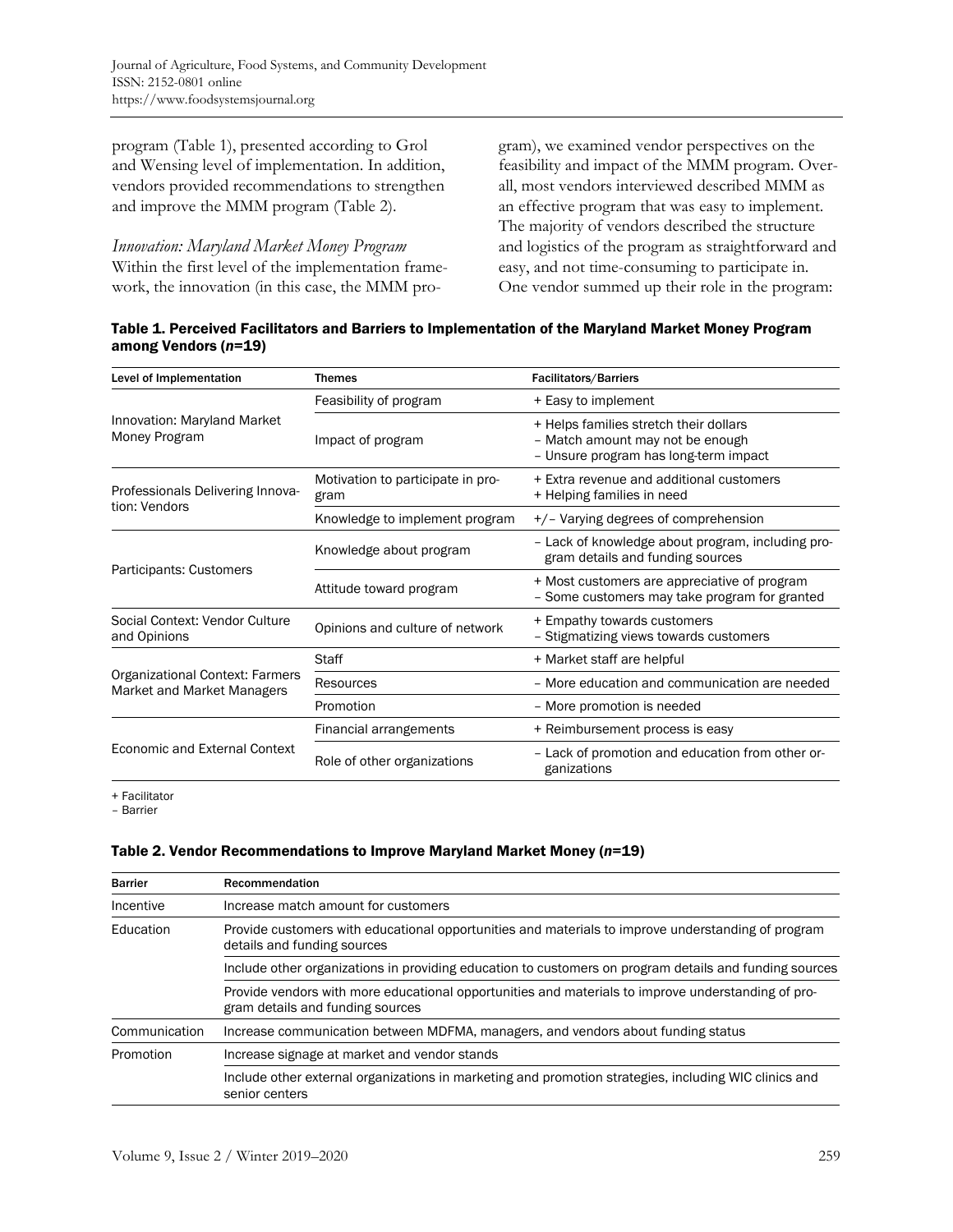program (Table 1), presented according to Grol and Wensing level of implementation. In addition, vendors provided recommendations to strengthen and improve the MMM program (Table 2).

*Innovation: Maryland Market Money Program*

Within the first level of the implementation framework, the innovation (in this case, the MMM program), we examined vendor perspectives on the feasibility and impact of the MMM program. Overall, most vendors interviewed described MMM as an effective program that was easy to implement. The majority of vendors described the structure and logistics of the program as straightforward and easy, and not time-consuming to participate in. One vendor summed up their role in the program:

**Table 1. Perceived Facilitators and Barriers to Implementation of the Maryland Market Money Program among Vendors (*n*=19)**

| Level of Implementation | Themes | Facilitators/Barriers |
|---|---|---|
| Innovation: Maryland Market Money Program | Feasibility of program | + Easy to implement |
| | Impact of program | + Helps families stretch their dollars<br>– Match amount may not be enough<br>– Unsure program has long-term impact |
| Professionals Delivering Innovation: Vendors | Motivation to participate in program | + Extra revenue and additional customers<br>+ Helping families in need |
| | Knowledge to implement program | +/– Varying degrees of comprehension |
| Participants: Customers | Knowledge about program | – Lack of knowledge about program, including program details and funding sources |
| | Attitude toward program | + Most customers are appreciative of program<br>– Some customers may take program for granted |
| Social Context: Vendor Culture and Opinions | Opinions and culture of network | + Empathy towards customers<br>– Stigmatizing views towards customers |
| Organizational Context: Farmers Market and Market Managers | Staff | + Market staff are helpful |
| | Resources | – More education and communication are needed |
| | Promotion | – More promotion is needed |
| Economic and External Context | Financial arrangements | + Reimbursement process is easy |
| | Role of other organizations | – Lack of promotion and education from other organizations |

+ Facilitator
– Barrier

**Table 2. Vendor Recommendations to Improve Maryland Market Money (*n*=19)**

| Barrier | Recommendation |
|---|---|
| Incentive | Increase match amount for customers |
| Education | Provide customers with educational opportunities and materials to improve understanding of program details and funding sources |
| | Include other organizations in providing education to customers on program details and funding sources |
| | Provide vendors with more educational opportunities and materials to improve understanding of program details and funding sources |
| Communication | Increase communication between MDFMA, managers, and vendors about funding status |
| Promotion | Increase signage at market and vendor stands |
| | Include other external organizations in marketing and promotion strategies, including WIC clinics and senior centers |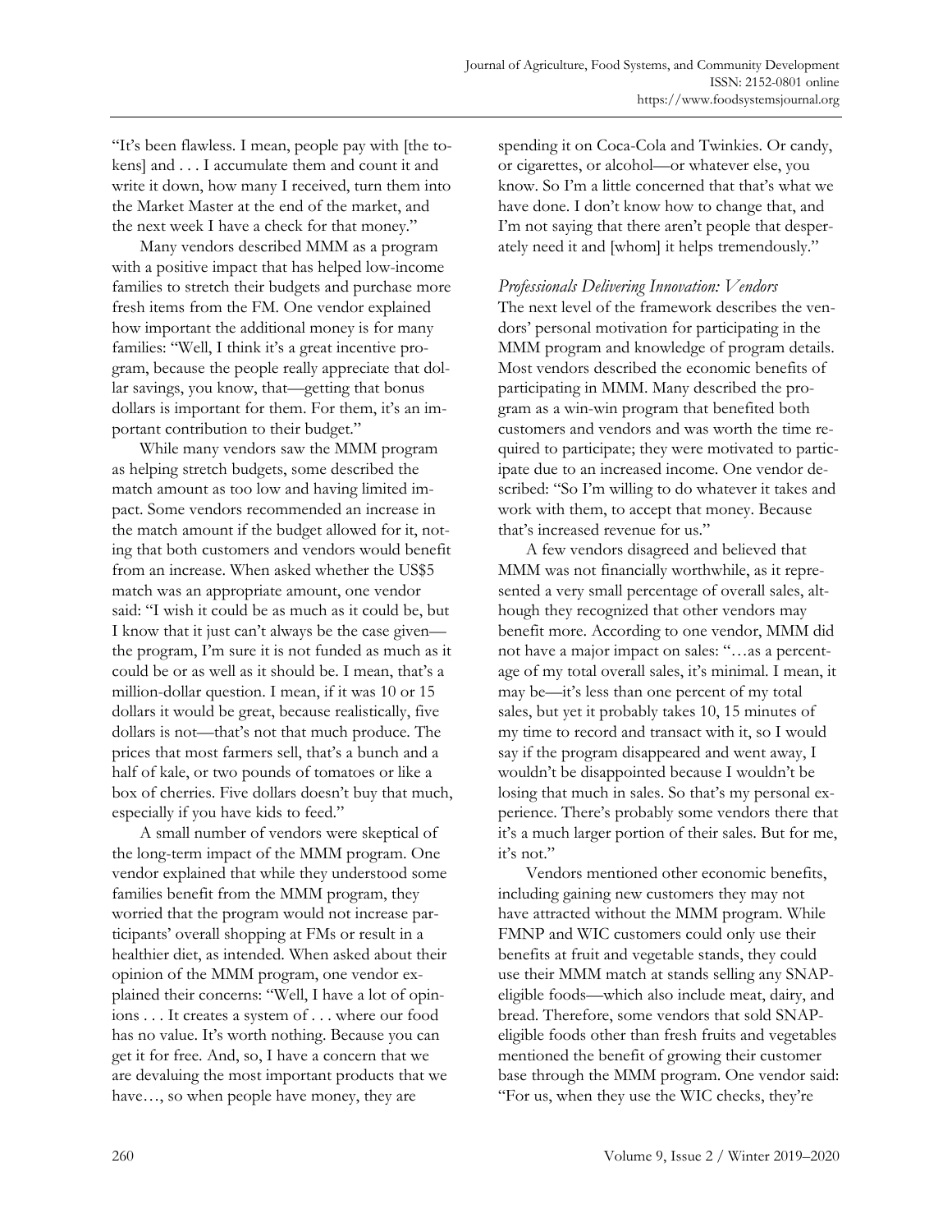"It's been flawless. I mean, people pay with [the tokens] and . . . I accumulate them and count it and write it down, how many I received, turn them into the Market Master at the end of the market, and the next week I have a check for that money."

Many vendors described MMM as a program with a positive impact that has helped low-income families to stretch their budgets and purchase more fresh items from the FM. One vendor explained how important the additional money is for many families: "Well, I think it's a great incentive program, because the people really appreciate that dollar savings, you know, that—getting that bonus dollars is important for them. For them, it's an important contribution to their budget."

While many vendors saw the MMM program as helping stretch budgets, some described the match amount as too low and having limited impact. Some vendors recommended an increase in the match amount if the budget allowed for it, noting that both customers and vendors would benefit from an increase. When asked whether the US$5 match was an appropriate amount, one vendor said: "I wish it could be as much as it could be, but I know that it just can't always be the case given—the program, I'm sure it is not funded as much as it could be or as well as it should be. I mean, that's a million-dollar question. I mean, if it was 10 or 15 dollars it would be great, because realistically, five dollars is not—that's not that much produce. The prices that most farmers sell, that's a bunch and a half of kale, or two pounds of tomatoes or like a box of cherries. Five dollars doesn't buy that much, especially if you have kids to feed."

A small number of vendors were skeptical of the long-term impact of the MMM program. One vendor explained that while they understood some families benefit from the MMM program, they worried that the program would not increase participants' overall shopping at FMs or result in a healthier diet, as intended. When asked about their opinion of the MMM program, one vendor explained their concerns: "Well, I have a lot of opinions . . . It creates a system of . . . where our food has no value. It's worth nothing. Because you can get it for free. And, so, I have a concern that we are devaluing the most important products that we have…, so when people have money, they are spending it on Coca-Cola and Twinkies. Or candy, or cigarettes, or alcohol—or whatever else, you know. So I'm a little concerned that that's what we have done. I don't know how to change that, and I'm not saying that there aren't people that desperately need it and [whom] it helps tremendously."

### *Professionals Delivering Innovation: Vendors*

The next level of the framework describes the vendors' personal motivation for participating in the MMM program and knowledge of program details. Most vendors described the economic benefits of participating in MMM. Many described the program as a win-win program that benefited both customers and vendors and was worth the time required to participate; they were motivated to participate due to an increased income. One vendor described: "So I'm willing to do whatever it takes and work with them, to accept that money. Because that's increased revenue for us."

A few vendors disagreed and believed that MMM was not financially worthwhile, as it represented a very small percentage of overall sales, although they recognized that other vendors may benefit more. According to one vendor, MMM did not have a major impact on sales: "…as a percentage of my total overall sales, it's minimal. I mean, it may be—it's less than one percent of my total sales, but yet it probably takes 10, 15 minutes of my time to record and transact with it, so I would say if the program disappeared and went away, I wouldn't be disappointed because I wouldn't be losing that much in sales. So that's my personal experience. There's probably some vendors there that it's a much larger portion of their sales. But for me, it's not."

Vendors mentioned other economic benefits, including gaining new customers they may not have attracted without the MMM program. While FMNP and WIC customers could only use their benefits at fruit and vegetable stands, they could use their MMM match at stands selling any SNAP-eligible foods—which also include meat, dairy, and bread. Therefore, some vendors that sold SNAP-eligible foods other than fresh fruits and vegetables mentioned the benefit of growing their customer base through the MMM program. One vendor said: "For us, when they use the WIC checks, they're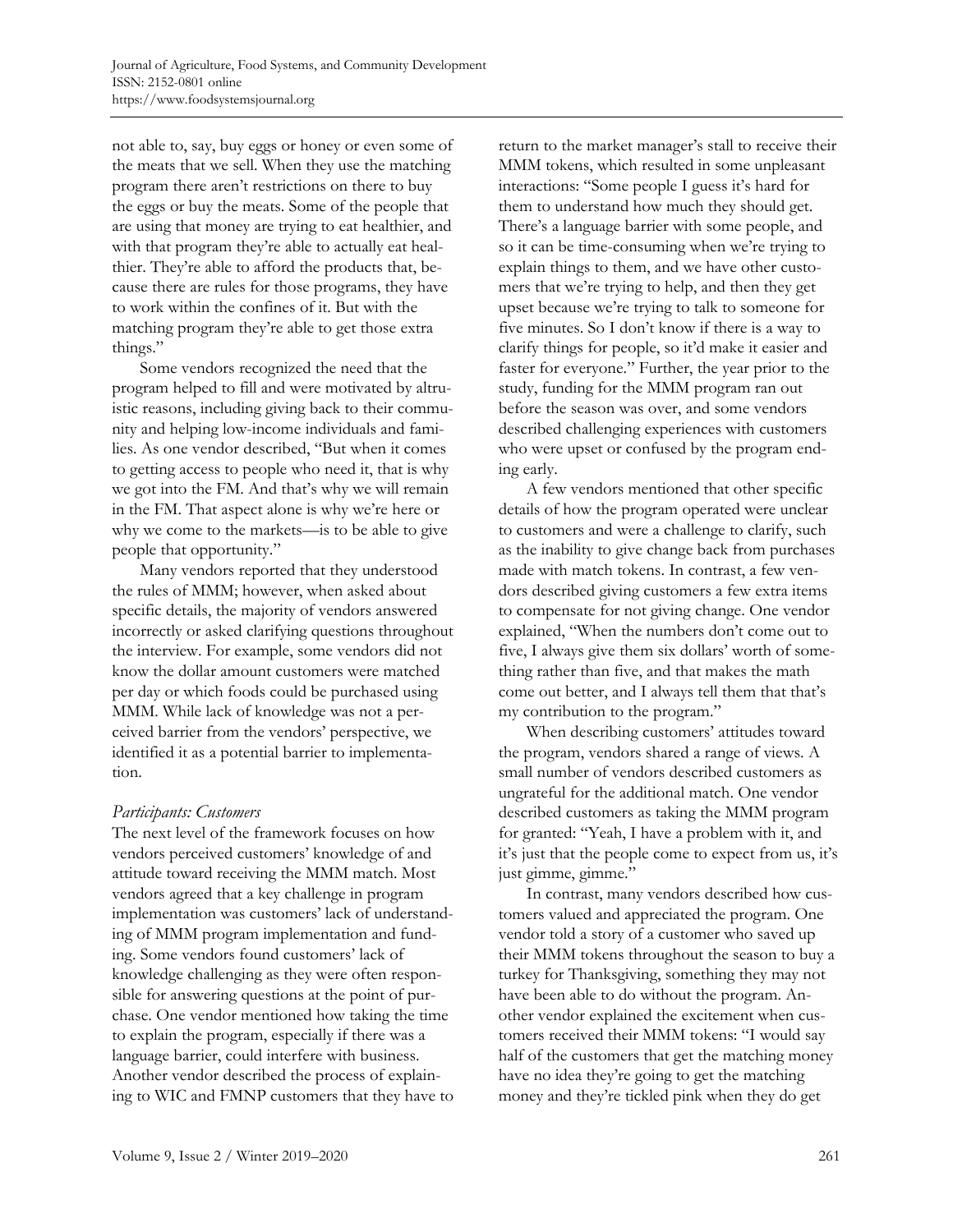not able to, say, buy eggs or honey or even some of the meats that we sell. When they use the matching program there aren't restrictions on there to buy the eggs or buy the meats. Some of the people that are using that money are trying to eat healthier, and with that program they're able to actually eat healthier. They're able to afford the products that, because there are rules for those programs, they have to work within the confines of it. But with the matching program they're able to get those extra things."

Some vendors recognized the need that the program helped to fill and were motivated by altruistic reasons, including giving back to their community and helping low-income individuals and families. As one vendor described, "But when it comes to getting access to people who need it, that is why we got into the FM. And that's why we will remain in the FM. That aspect alone is why we're here or why we come to the markets—is to be able to give people that opportunity."

Many vendors reported that they understood the rules of MMM; however, when asked about specific details, the majority of vendors answered incorrectly or asked clarifying questions throughout the interview. For example, some vendors did not know the dollar amount customers were matched per day or which foods could be purchased using MMM. While lack of knowledge was not a perceived barrier from the vendors' perspective, we identified it as a potential barrier to implementation.

### *Participants: Customers*

The next level of the framework focuses on how vendors perceived customers' knowledge of and attitude toward receiving the MMM match. Most vendors agreed that a key challenge in program implementation was customers' lack of understanding of MMM program implementation and funding. Some vendors found customers' lack of knowledge challenging as they were often responsible for answering questions at the point of purchase. One vendor mentioned how taking the time to explain the program, especially if there was a language barrier, could interfere with business. Another vendor described the process of explaining to WIC and FMNP customers that they have to return to the market manager's stall to receive their MMM tokens, which resulted in some unpleasant interactions: "Some people I guess it's hard for them to understand how much they should get. There's a language barrier with some people, and so it can be time-consuming when we're trying to explain things to them, and we have other customers that we're trying to help, and then they get upset because we're trying to talk to someone for five minutes. So I don't know if there is a way to clarify things for people, so it'd make it easier and faster for everyone." Further, the year prior to the study, funding for the MMM program ran out before the season was over, and some vendors described challenging experiences with customers who were upset or confused by the program ending early.

A few vendors mentioned that other specific details of how the program operated were unclear to customers and were a challenge to clarify, such as the inability to give change back from purchases made with match tokens. In contrast, a few vendors described giving customers a few extra items to compensate for not giving change. One vendor explained, "When the numbers don't come out to five, I always give them six dollars' worth of something rather than five, and that makes the math come out better, and I always tell them that that's my contribution to the program."

When describing customers' attitudes toward the program, vendors shared a range of views. A small number of vendors described customers as ungrateful for the additional match. One vendor described customers as taking the MMM program for granted: "Yeah, I have a problem with it, and it's just that the people come to expect from us, it's just gimme, gimme."

In contrast, many vendors described how customers valued and appreciated the program. One vendor told a story of a customer who saved up their MMM tokens throughout the season to buy a turkey for Thanksgiving, something they may not have been able to do without the program. Another vendor explained the excitement when customers received their MMM tokens: "I would say half of the customers that get the matching money have no idea they're going to get the matching money and they're tickled pink when they do get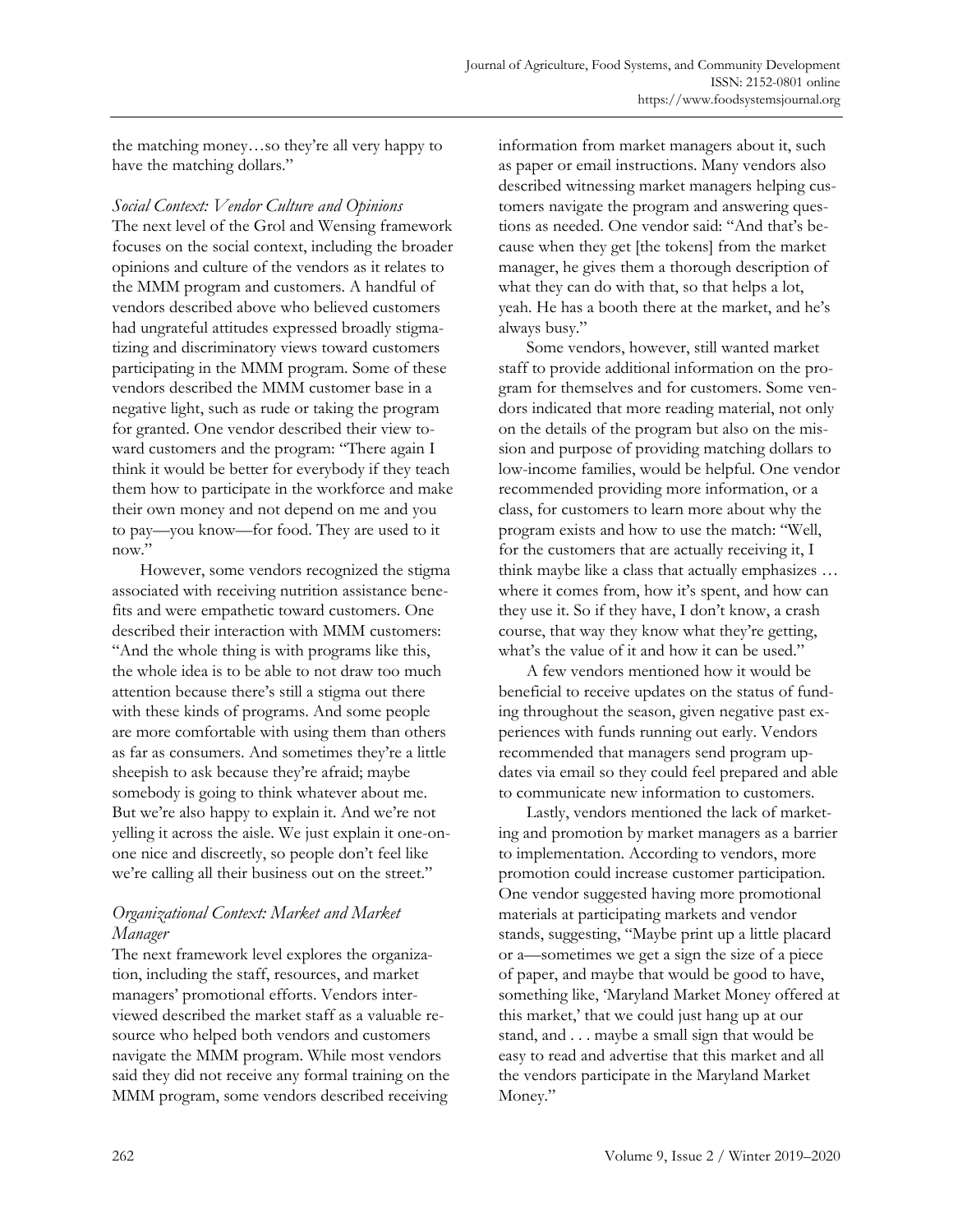the matching money…so they're all very happy to have the matching dollars."

### *Social Context: Vendor Culture and Opinions*

The next level of the Grol and Wensing framework focuses on the social context, including the broader opinions and culture of the vendors as it relates to the MMM program and customers. A handful of vendors described above who believed customers had ungrateful attitudes expressed broadly stigmatizing and discriminatory views toward customers participating in the MMM program. Some of these vendors described the MMM customer base in a negative light, such as rude or taking the program for granted. One vendor described their view toward customers and the program: "There again I think it would be better for everybody if they teach them how to participate in the workforce and make their own money and not depend on me and you to pay—you know—for food. They are used to it now."

However, some vendors recognized the stigma associated with receiving nutrition assistance benefits and were empathetic toward customers. One described their interaction with MMM customers: "And the whole thing is with programs like this, the whole idea is to be able to not draw too much attention because there's still a stigma out there with these kinds of programs. And some people are more comfortable with using them than others as far as consumers. And sometimes they're a little sheepish to ask because they're afraid; maybe somebody is going to think whatever about me. But we're also happy to explain it. And we're not yelling it across the aisle. We just explain it one-on-one nice and discreetly, so people don't feel like we're calling all their business out on the street."

### *Organizational Context: Market and Market Manager*

The next framework level explores the organization, including the staff, resources, and market managers' promotional efforts. Vendors interviewed described the market staff as a valuable resource who helped both vendors and customers navigate the MMM program. While most vendors said they did not receive any formal training on the MMM program, some vendors described receiving information from market managers about it, such as paper or email instructions. Many vendors also described witnessing market managers helping customers navigate the program and answering questions as needed. One vendor said: "And that's because when they get [the tokens] from the market manager, he gives them a thorough description of what they can do with that, so that helps a lot, yeah. He has a booth there at the market, and he's always busy."

Some vendors, however, still wanted market staff to provide additional information on the program for themselves and for customers. Some vendors indicated that more reading material, not only on the details of the program but also on the mission and purpose of providing matching dollars to low-income families, would be helpful. One vendor recommended providing more information, or a class, for customers to learn more about why the program exists and how to use the match: "Well, for the customers that are actually receiving it, I think maybe like a class that actually emphasizes … where it comes from, how it's spent, and how can they use it. So if they have, I don't know, a crash course, that way they know what they're getting, what's the value of it and how it can be used."

A few vendors mentioned how it would be beneficial to receive updates on the status of funding throughout the season, given negative past experiences with funds running out early. Vendors recommended that managers send program updates via email so they could feel prepared and able to communicate new information to customers.

Lastly, vendors mentioned the lack of marketing and promotion by market managers as a barrier to implementation. According to vendors, more promotion could increase customer participation. One vendor suggested having more promotional materials at participating markets and vendor stands, suggesting, "Maybe print up a little placard or a—sometimes we get a sign the size of a piece of paper, and maybe that would be good to have, something like, 'Maryland Market Money offered at this market,' that we could just hang up at our stand, and . . . maybe a small sign that would be easy to read and advertise that this market and all the vendors participate in the Maryland Market Money."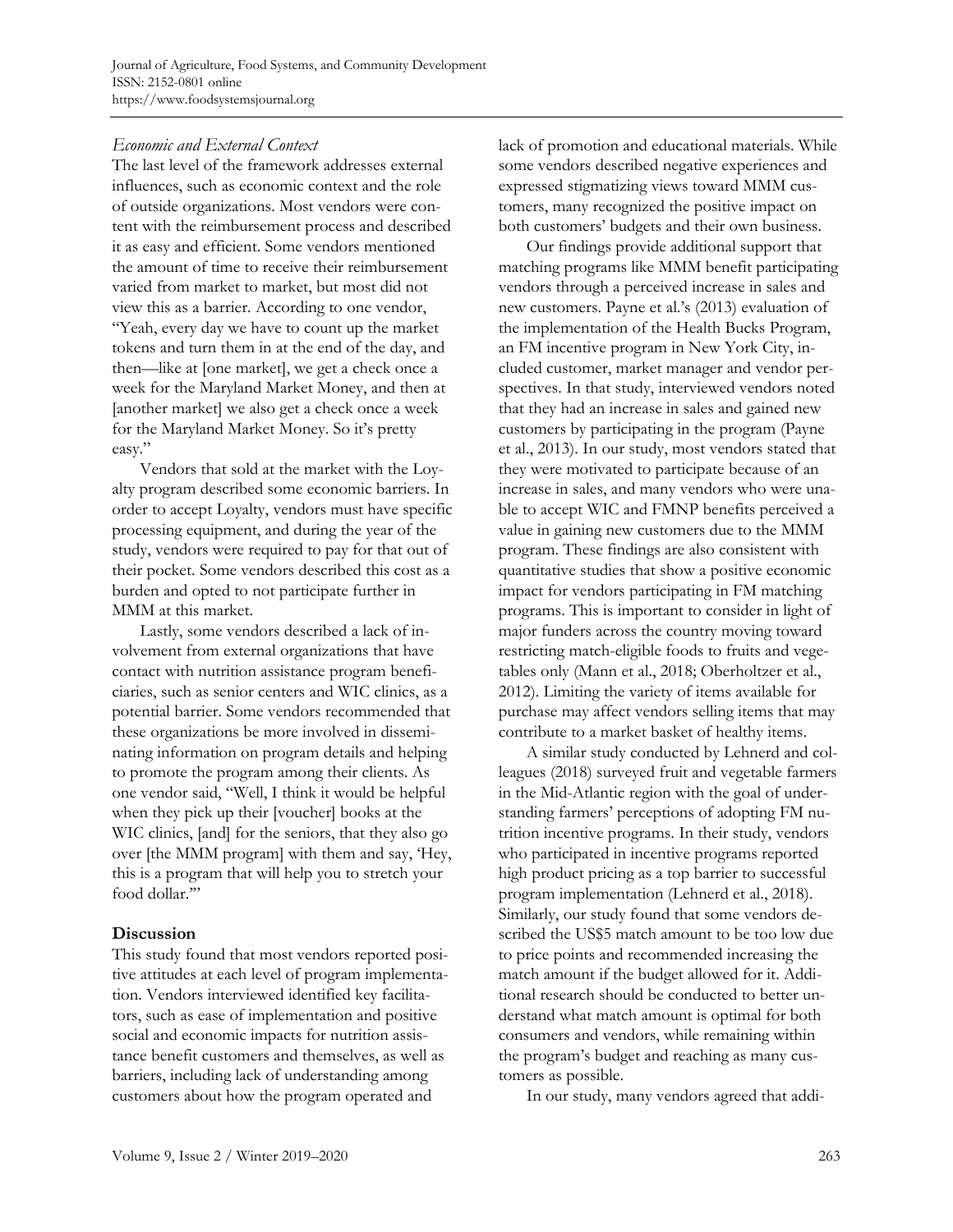### *Economic and External Context*

The last level of the framework addresses external influences, such as economic context and the role of outside organizations. Most vendors were content with the reimbursement process and described it as easy and efficient. Some vendors mentioned the amount of time to receive their reimbursement varied from market to market, but most did not view this as a barrier. According to one vendor, "Yeah, every day we have to count up the market tokens and turn them in at the end of the day, and then—like at [one market], we get a check once a week for the Maryland Market Money, and then at [another market] we also get a check once a week for the Maryland Market Money. So it's pretty easy."

Vendors that sold at the market with the Loyalty program described some economic barriers. In order to accept Loyalty, vendors must have specific processing equipment, and during the year of the study, vendors were required to pay for that out of their pocket. Some vendors described this cost as a burden and opted to not participate further in MMM at this market.

Lastly, some vendors described a lack of involvement from external organizations that have contact with nutrition assistance program beneficiaries, such as senior centers and WIC clinics, as a potential barrier. Some vendors recommended that these organizations be more involved in disseminating information on program details and helping to promote the program among their clients. As one vendor said, "Well, I think it would be helpful when they pick up their [voucher] books at the WIC clinics, [and] for the seniors, that they also go over [the MMM program] with them and say, 'Hey, this is a program that will help you to stretch your food dollar.'"

## Discussion

This study found that most vendors reported positive attitudes at each level of program implementation. Vendors interviewed identified key facilitators, such as ease of implementation and positive social and economic impacts for nutrition assistance benefit customers and themselves, as well as barriers, including lack of understanding among customers about how the program operated and lack of promotion and educational materials. While some vendors described negative experiences and expressed stigmatizing views toward MMM customers, many recognized the positive impact on both customers' budgets and their own business.

Our findings provide additional support that matching programs like MMM benefit participating vendors through a perceived increase in sales and new customers. Payne et al.'s (2013) evaluation of the implementation of the Health Bucks Program, an FM incentive program in New York City, included customer, market manager and vendor perspectives. In that study, interviewed vendors noted that they had an increase in sales and gained new customers by participating in the program (Payne et al., 2013). In our study, most vendors stated that they were motivated to participate because of an increase in sales, and many vendors who were unable to accept WIC and FMNP benefits perceived a value in gaining new customers due to the MMM program. These findings are also consistent with quantitative studies that show a positive economic impact for vendors participating in FM matching programs. This is important to consider in light of major funders across the country moving toward restricting match-eligible foods to fruits and vegetables only (Mann et al., 2018; Oberholtzer et al., 2012). Limiting the variety of items available for purchase may affect vendors selling items that may contribute to a market basket of healthy items.

A similar study conducted by Lehnerd and colleagues (2018) surveyed fruit and vegetable farmers in the Mid-Atlantic region with the goal of understanding farmers' perceptions of adopting FM nutrition incentive programs. In their study, vendors who participated in incentive programs reported high product pricing as a top barrier to successful program implementation (Lehnerd et al., 2018). Similarly, our study found that some vendors described the US$5 match amount to be too low due to price points and recommended increasing the match amount if the budget allowed for it. Additional research should be conducted to better understand what match amount is optimal for both consumers and vendors, while remaining within the program's budget and reaching as many customers as possible.

In our study, many vendors agreed that addi-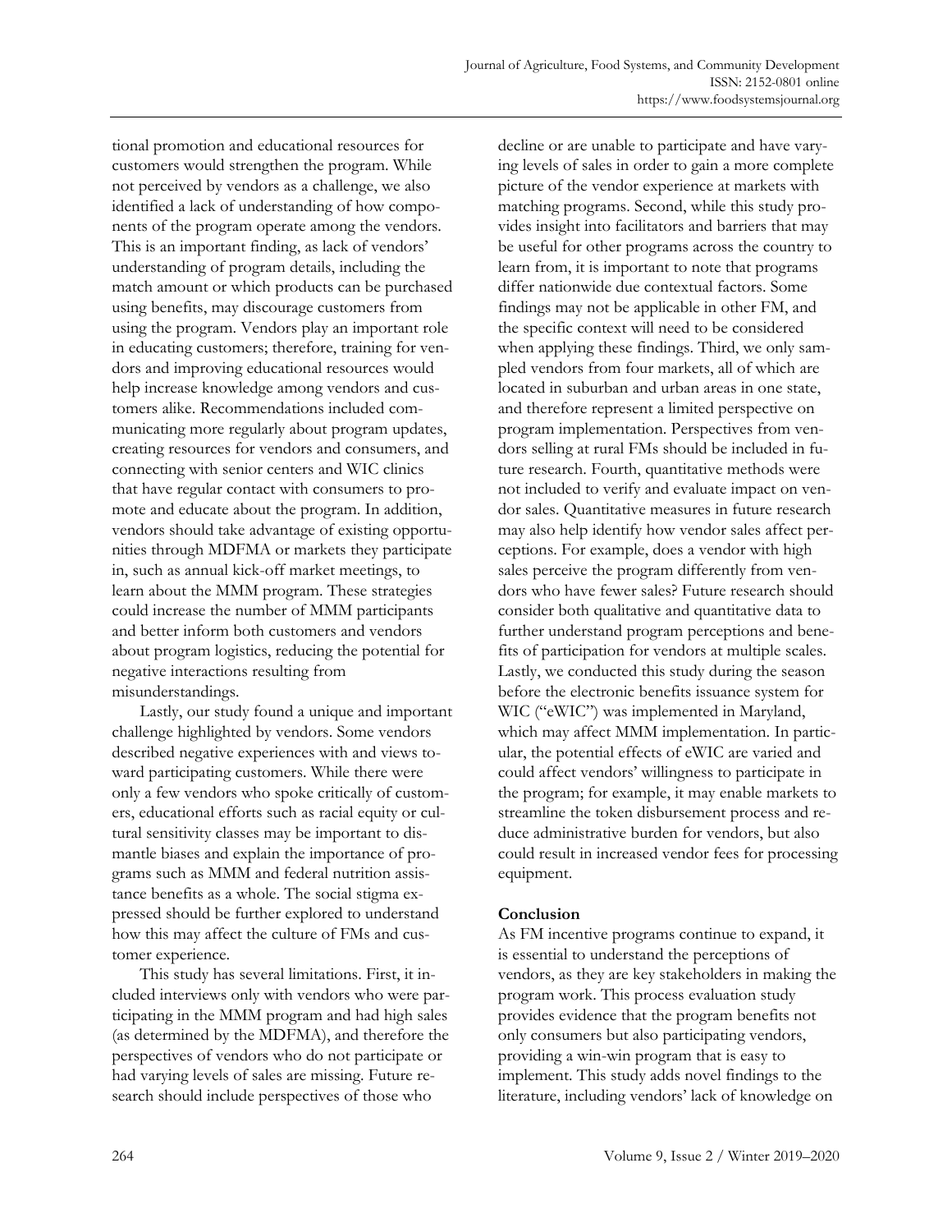tional promotion and educational resources for customers would strengthen the program. While not perceived by vendors as a challenge, we also identified a lack of understanding of how components of the program operate among the vendors. This is an important finding, as lack of vendors' understanding of program details, including the match amount or which products can be purchased using benefits, may discourage customers from using the program. Vendors play an important role in educating customers; therefore, training for vendors and improving educational resources would help increase knowledge among vendors and customers alike. Recommendations included communicating more regularly about program updates, creating resources for vendors and consumers, and connecting with senior centers and WIC clinics that have regular contact with consumers to promote and educate about the program. In addition, vendors should take advantage of existing opportunities through MDFMA or markets they participate in, such as annual kick-off market meetings, to learn about the MMM program. These strategies could increase the number of MMM participants and better inform both customers and vendors about program logistics, reducing the potential for negative interactions resulting from misunderstandings.

Lastly, our study found a unique and important challenge highlighted by vendors. Some vendors described negative experiences with and views toward participating customers. While there were only a few vendors who spoke critically of customers, educational efforts such as racial equity or cultural sensitivity classes may be important to dismantle biases and explain the importance of programs such as MMM and federal nutrition assistance benefits as a whole. The social stigma expressed should be further explored to understand how this may affect the culture of FMs and customer experience.

This study has several limitations. First, it included interviews only with vendors who were participating in the MMM program and had high sales (as determined by the MDFMA), and therefore the perspectives of vendors who do not participate or had varying levels of sales are missing. Future research should include perspectives of those who decline or are unable to participate and have varying levels of sales in order to gain a more complete picture of the vendor experience at markets with matching programs. Second, while this study provides insight into facilitators and barriers that may be useful for other programs across the country to learn from, it is important to note that programs differ nationwide due contextual factors. Some findings may not be applicable in other FM, and the specific context will need to be considered when applying these findings. Third, we only sampled vendors from four markets, all of which are located in suburban and urban areas in one state, and therefore represent a limited perspective on program implementation. Perspectives from vendors selling at rural FMs should be included in future research. Fourth, quantitative methods were not included to verify and evaluate impact on vendor sales. Quantitative measures in future research may also help identify how vendor sales affect perceptions. For example, does a vendor with high sales perceive the program differently from vendors who have fewer sales? Future research should consider both qualitative and quantitative data to further understand program perceptions and benefits of participation for vendors at multiple scales. Lastly, we conducted this study during the season before the electronic benefits issuance system for WIC ("eWIC") was implemented in Maryland, which may affect MMM implementation. In particular, the potential effects of eWIC are varied and could affect vendors' willingness to participate in the program; for example, it may enable markets to streamline the token disbursement process and reduce administrative burden for vendors, but also could result in increased vendor fees for processing equipment.

## Conclusion

As FM incentive programs continue to expand, it is essential to understand the perceptions of vendors, as they are key stakeholders in making the program work. This process evaluation study provides evidence that the program benefits not only consumers but also participating vendors, providing a win-win program that is easy to implement. This study adds novel findings to the literature, including vendors' lack of knowledge on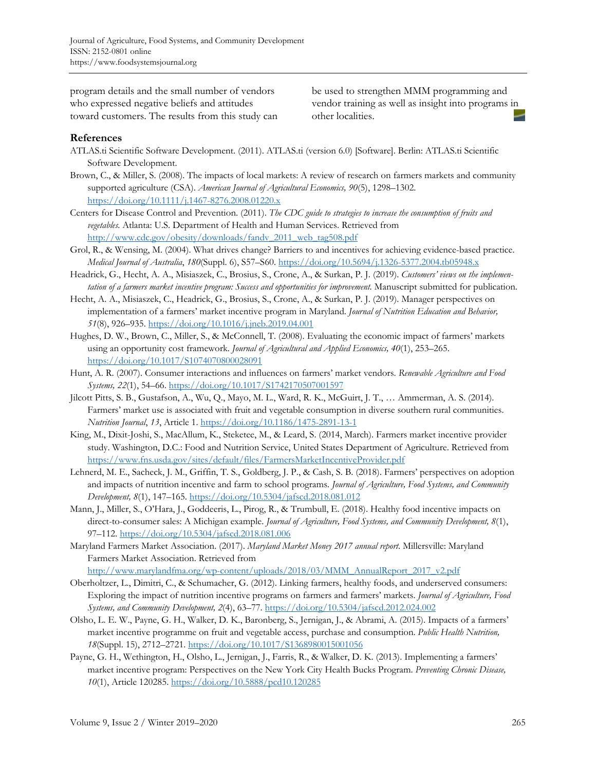program details and the small number of vendors who expressed negative beliefs and attitudes toward customers. The results from this study can be used to strengthen MMM programming and vendor training as well as insight into programs in other localities.

## References

ATLAS.ti Scientific Software Development. (2011). ATLAS.ti (version 6.0) [Software]. Berlin: ATLAS.ti Scientific Software Development.

Brown, C., & Miller, S. (2008). The impacts of local markets: A review of research on farmers markets and community supported agriculture (CSA). *American Journal of Agricultural Economics, 90*(5), 1298–1302. https://doi.org/10.1111/j.1467-8276.2008.01220.x

Centers for Disease Control and Prevention. (2011). *The CDC guide to strategies to increase the consumption of fruits and vegetables.* Atlanta: U.S. Department of Health and Human Services. Retrieved from http://www.cdc.gov/obesity/downloads/fandv_2011_web_tag508.pdf

Grol, R., & Wensing, M. (2004). What drives change? Barriers to and incentives for achieving evidence-based practice. *Medical Journal of Australia*, *180*(Suppl. 6), S57–S60. https://doi.org/10.5694/j.1326-5377.2004.tb05948.x

Headrick, G., Hecht, A. A., Misiaszek, C., Brosius, S., Crone, A., & Surkan, P. J. (2019). *Customers' views on the implementation of a farmers market incentive program: Success and opportunities for improvement.* Manuscript submitted for publication.

Hecht, A. A., Misiaszek, C., Headrick, G., Brosius, S., Crone, A., & Surkan, P. J. (2019). Manager perspectives on implementation of a farmers' market incentive program in Maryland. *Journal of Nutrition Education and Behavior, 51*(8), 926–935. https://doi.org/10.1016/j.jneb.2019.04.001

Hughes, D. W., Brown, C., Miller, S., & McConnell, T. (2008). Evaluating the economic impact of farmers' markets using an opportunity cost framework. *Journal of Agricultural and Applied Economics, 40*(1), 253–265. https://doi.org/10.1017/S1074070800028091

Hunt, A. R. (2007). Consumer interactions and influences on farmers' market vendors. *Renewable Agriculture and Food Systems, 22*(1), 54–66. https://doi.org/10.1017/S1742170507001597

Jilcott Pitts, S. B., Gustafson, A., Wu, Q., Mayo, M. L., Ward, R. K., McGuirt, J. T., … Ammerman, A. S. (2014). Farmers' market use is associated with fruit and vegetable consumption in diverse southern rural communities. *Nutrition Journal*, *13*, Article 1. https://doi.org/10.1186/1475-2891-13-1

King, M., Dixit-Joshi, S., MacAllum, K., Steketee, M., & Leard, S. (2014, March). Farmers market incentive provider study. Washington, D.C.: Food and Nutrition Service, United States Department of Agriculture. Retrieved from https://www.fns.usda.gov/sites/default/files/FarmersMarketIncentiveProvider.pdf

Lehnerd, M. E., Sacheck, J. M., Griffin, T. S., Goldberg, J. P., & Cash, S. B. (2018). Farmers' perspectives on adoption and impacts of nutrition incentive and farm to school programs. *Journal of Agriculture, Food Systems, and Community Development, 8*(1), 147–165. https://doi.org/10.5304/jafscd.2018.081.012

Mann, J., Miller, S., O'Hara, J., Goddeeris, L., Pirog, R., & Trumbull, E. (2018). Healthy food incentive impacts on direct-to-consumer sales: A Michigan example. *Journal of Agriculture, Food Systems, and Community Development, 8*(1), 97–112. https://doi.org/10.5304/jafscd.2018.081.006

Maryland Farmers Market Association. (2017). *Maryland Market Money 2017 annual report.* Millersville: Maryland Farmers Market Association. Retrieved from http://www.marylandfma.org/wp-content/uploads/2018/03/MMM_AnnualReport_2017_v2.pdf

Oberholtzer, L., Dimitri, C., & Schumacher, G. (2012). Linking farmers, healthy foods, and underserved consumers: Exploring the impact of nutrition incentive programs on farmers and farmers' markets. *Journal of Agriculture, Food Systems, and Community Development, 2*(4), 63–77. https://doi.org/10.5304/jafscd.2012.024.002

Olsho, L. E. W., Payne, G. H., Walker, D. K., Baronberg, S., Jernigan, J., & Abrami, A. (2015). Impacts of a farmers' market incentive programme on fruit and vegetable access, purchase and consumption. *Public Health Nutrition, 18*(Suppl. 15), 2712–2721. https://doi.org/10.1017/S1368980015001056

Payne, G. H., Wethington, H., Olsho, L., Jernigan, J., Farris, R., & Walker, D. K. (2013). Implementing a farmers' market incentive program: Perspectives on the New York City Health Bucks Program. *Preventing Chronic Disease, 10*(1), Article 120285. https://doi.org/10.5888/pcd10.120285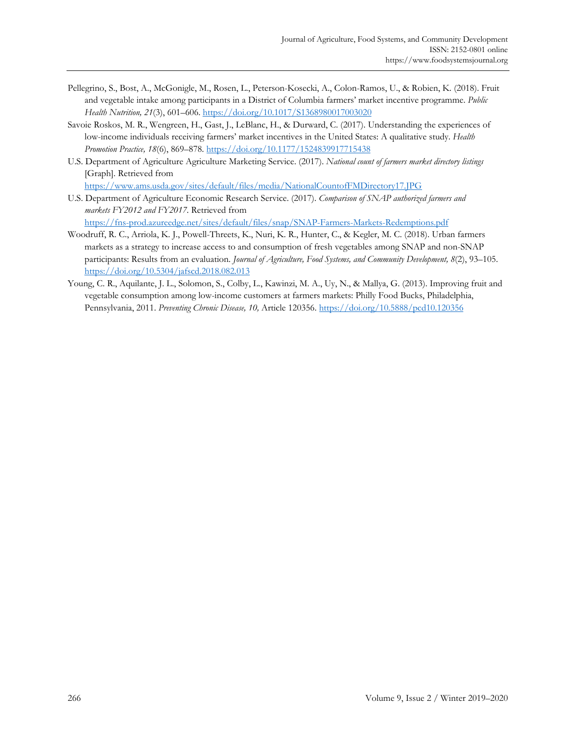Pellegrino, S., Bost, A., McGonigle, M., Rosen, L., Peterson-Kosecki, A., Colon-Ramos, U., & Robien, K. (2018). Fruit and vegetable intake among participants in a District of Columbia farmers' market incentive programme. *Public Health Nutrition, 21*(3), 601–606. https://doi.org/10.1017/S1368980017003020

Savoie Roskos, M. R., Wengreen, H., Gast, J., LeBlanc, H., & Durward, C. (2017). Understanding the experiences of low-income individuals receiving farmers' market incentives in the United States: A qualitative study. *Health Promotion Practice, 18*(6), 869–878. https://doi.org/10.1177/1524839917715438

U.S. Department of Agriculture Agriculture Marketing Service. (2017). *National count of farmers market directory listings* [Graph]. Retrieved from https://www.ams.usda.gov/sites/default/files/media/NationalCountofFMDirectory17.JPG

U.S. Department of Agriculture Economic Research Service. (2017). *Comparison of SNAP authorized farmers and markets FY2012 and FY2017*. Retrieved from https://fns-prod.azureedge.net/sites/default/files/snap/SNAP-Farmers-Markets-Redemptions.pdf

Woodruff, R. C., Arriola, K. J., Powell-Threets, K., Nuri, K. R., Hunter, C., & Kegler, M. C. (2018). Urban farmers markets as a strategy to increase access to and consumption of fresh vegetables among SNAP and non-SNAP participants: Results from an evaluation. *Journal of Agriculture, Food Systems, and Community Development, 8*(2), 93–105. https://doi.org/10.5304/jafscd.2018.082.013

Young, C. R., Aquilante, J. L., Solomon, S., Colby, L., Kawinzi, M. A., Uy, N., & Mallya, G. (2013). Improving fruit and vegetable consumption among low-income customers at farmers markets: Philly Food Bucks, Philadelphia, Pennsylvania, 2011. *Preventing Chronic Disease, 10,* Article 120356. https://doi.org/10.5888/pcd10.120356